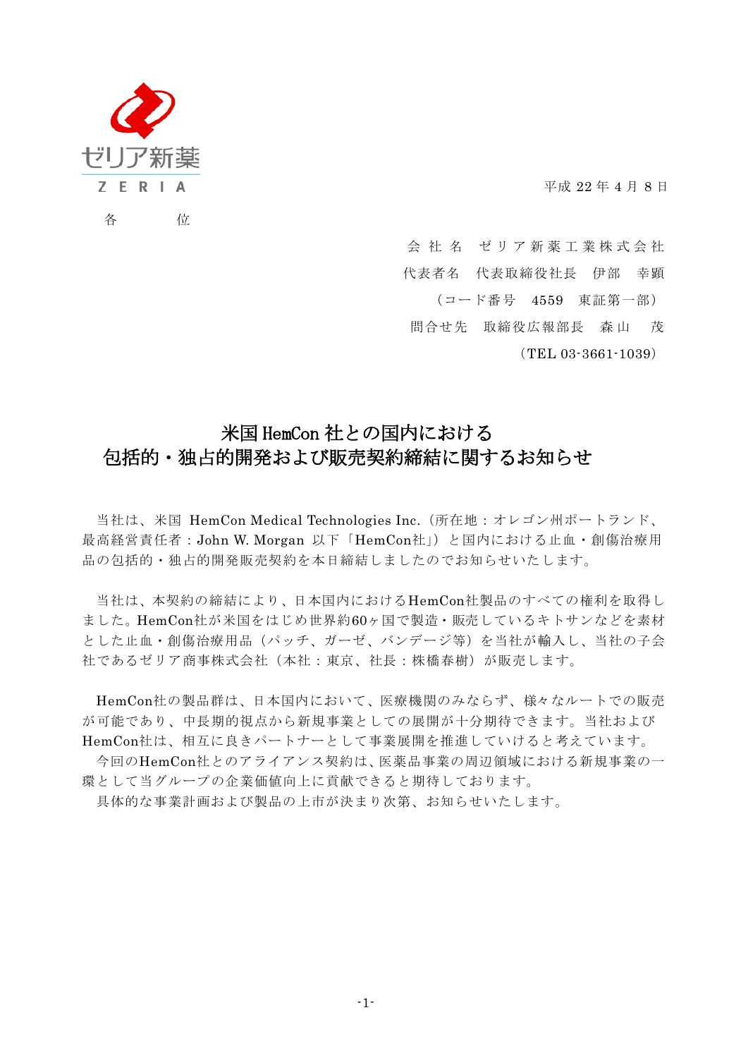ゼリア新薬
ZERIA

平成 22 年 4 月 8 日

各　　位

会 社 名　ゼ リ ア 新 薬 工 業 株 式 会 社
代表者名　代表取締役社長　伊部　幸顕
（コード番号　4559　東証第一部）
問合せ先　取締役広報部長　森山　茂
（TEL 03-3661-1039）

# 米国 HemCon 社との国内における包括的・独占的開発および販売契約締結に関するお知らせ

当社は、米国 HemCon Medical Technologies Inc.（所在地：オレゴン州ポートランド、最高経営責任者：John W. Morgan 以下「HemCon社」）と国内における止血・創傷治療用品の包括的・独占的開発販売契約を本日締結しましたのでお知らせいたします。

当社は、本契約の締結により、日本国内におけるHemCon社製品のすべての権利を取得しました。HemCon社が米国をはじめ世界約60ヶ国で製造・販売しているキトサンなどを素材とした止血・創傷治療用品（パッチ、ガーゼ、バンデージ等）を当社が輸入し、当社の子会社であるゼリア商事株式会社（本社：東京、社長：株橋春樹）が販売します。

HemCon社の製品群は、日本国内において、医療機関のみならず、様々なルートでの販売が可能であり、中長期的視点から新規事業としての展開が十分期待できます。当社およびHemCon社は、相互に良きパートナーとして事業展開を推進していけると考えています。

今回のHemCon社とのアライアンス契約は、医薬品事業の周辺領域における新規事業の一環として当グループの企業価値向上に貢献できると期待しております。

具体的な事業計画および製品の上市が決まり次第、お知らせいたします。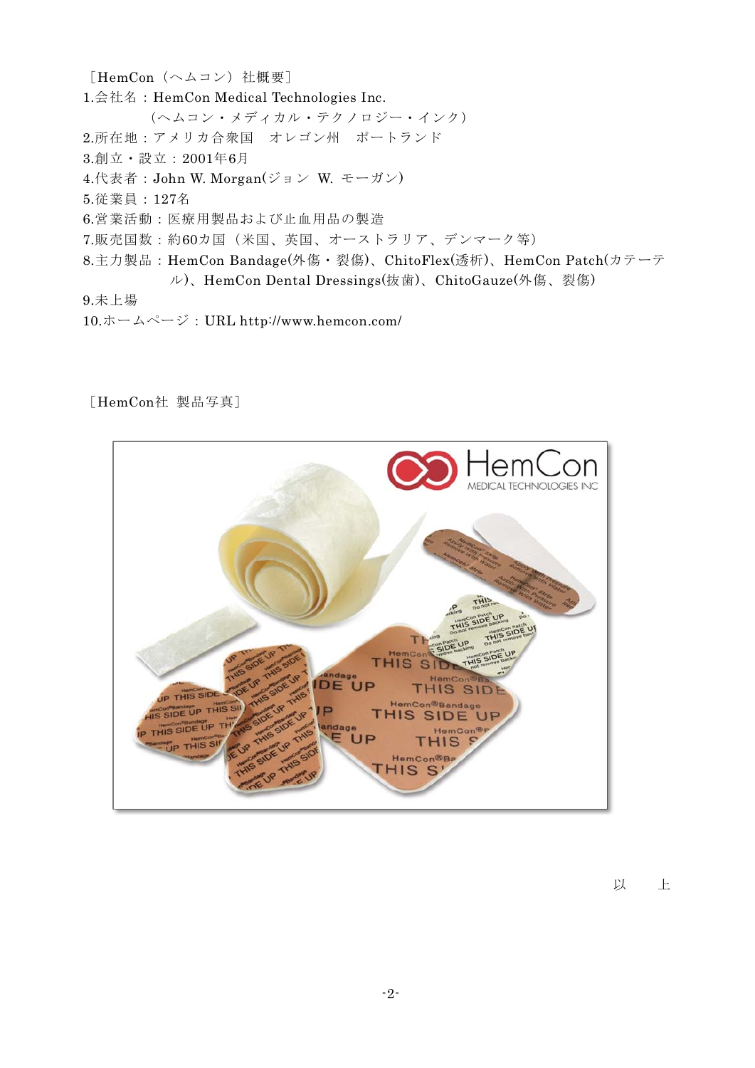［HemCon（ヘムコン）社概要］

1.会社名：HemCon Medical Technologies Inc.
　　（ヘムコン・メディカル・テクノロジー・インク）
2.所在地：アメリカ合衆国　オレゴン州　ポートランド
3.創立・設立：2001年6月
4.代表者：John W. Morgan(ジョン W. モーガン)
5.従業員：127名
6.営業活動：医療用製品および止血用品の製造
7.販売国数：約60カ国（米国、英国、オーストラリア、デンマーク等）
8.主力製品：HemCon Bandage(外傷・裂傷)、ChitoFlex(透析)、HemCon Patch(カテーテル)、HemCon Dental Dressings(抜歯)、ChitoGauze(外傷、裂傷)
9.未上場
10.ホームページ：URL http://www.hemcon.com/

［HemCon社 製品写真］

以　上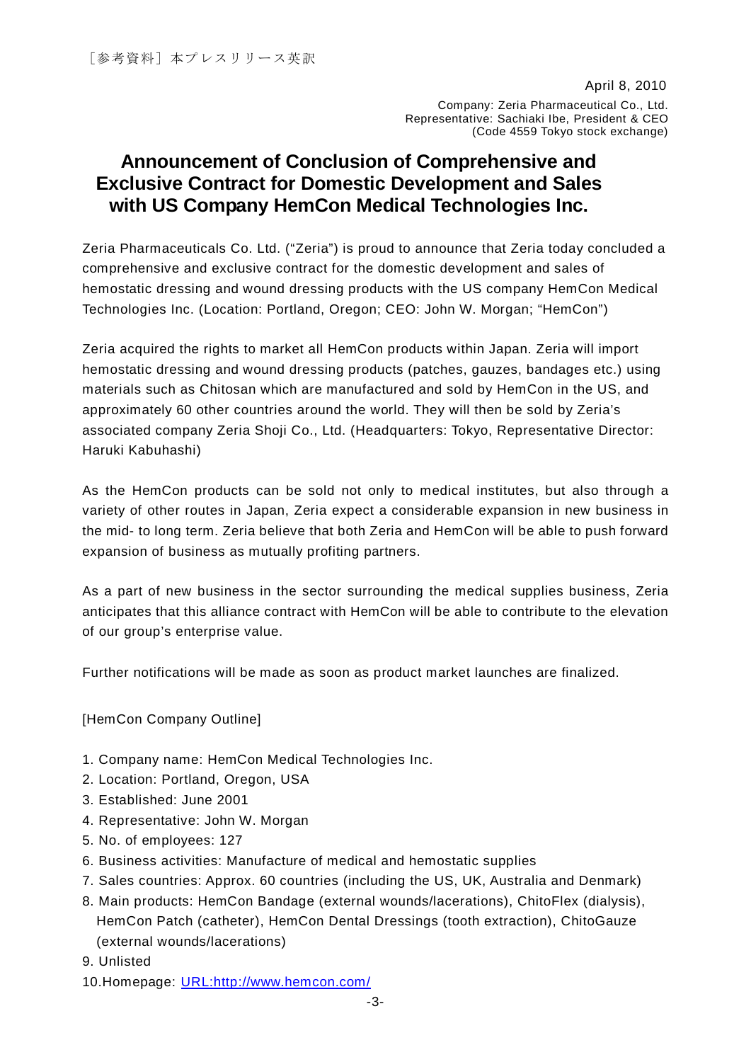［参考資料］本プレスリリース英訳

April 8, 2010

Company: Zeria Pharmaceutical Co., Ltd.
Representative: Sachiaki Ibe, President & CEO
(Code 4559 Tokyo stock exchange)

# Announcement of Conclusion of Comprehensive and Exclusive Contract for Domestic Development and Sales with US Company HemCon Medical Technologies Inc.

Zeria Pharmaceuticals Co. Ltd. ("Zeria") is proud to announce that Zeria today concluded a comprehensive and exclusive contract for the domestic development and sales of hemostatic dressing and wound dressing products with the US company HemCon Medical Technologies Inc. (Location: Portland, Oregon; CEO: John W. Morgan; "HemCon")

Zeria acquired the rights to market all HemCon products within Japan. Zeria will import hemostatic dressing and wound dressing products (patches, gauzes, bandages etc.) using materials such as Chitosan which are manufactured and sold by HemCon in the US, and approximately 60 other countries around the world. They will then be sold by Zeria's associated company Zeria Shoji Co., Ltd. (Headquarters: Tokyo, Representative Director: Haruki Kabuhashi)

As the HemCon products can be sold not only to medical institutes, but also through a variety of other routes in Japan, Zeria expect a considerable expansion in new business in the mid- to long term. Zeria believe that both Zeria and HemCon will be able to push forward expansion of business as mutually profiting partners.

As a part of new business in the sector surrounding the medical supplies business, Zeria anticipates that this alliance contract with HemCon will be able to contribute to the elevation of our group's enterprise value.

Further notifications will be made as soon as product market launches are finalized.

[HemCon Company Outline]

1. Company name: HemCon Medical Technologies Inc.
2. Location: Portland, Oregon, USA
3. Established: June 2001
4. Representative: John W. Morgan
5. No. of employees: 127
6. Business activities: Manufacture of medical and hemostatic supplies
7. Sales countries: Approx. 60 countries (including the US, UK, Australia and Denmark)
8. Main products: HemCon Bandage (external wounds/lacerations), ChitoFlex (dialysis), HemCon Patch (catheter), HemCon Dental Dressings (tooth extraction), ChitoGauze (external wounds/lacerations)
9. Unlisted
10. Homepage: [URL:http://www.hemcon.com/](http://www.hemcon.com/)